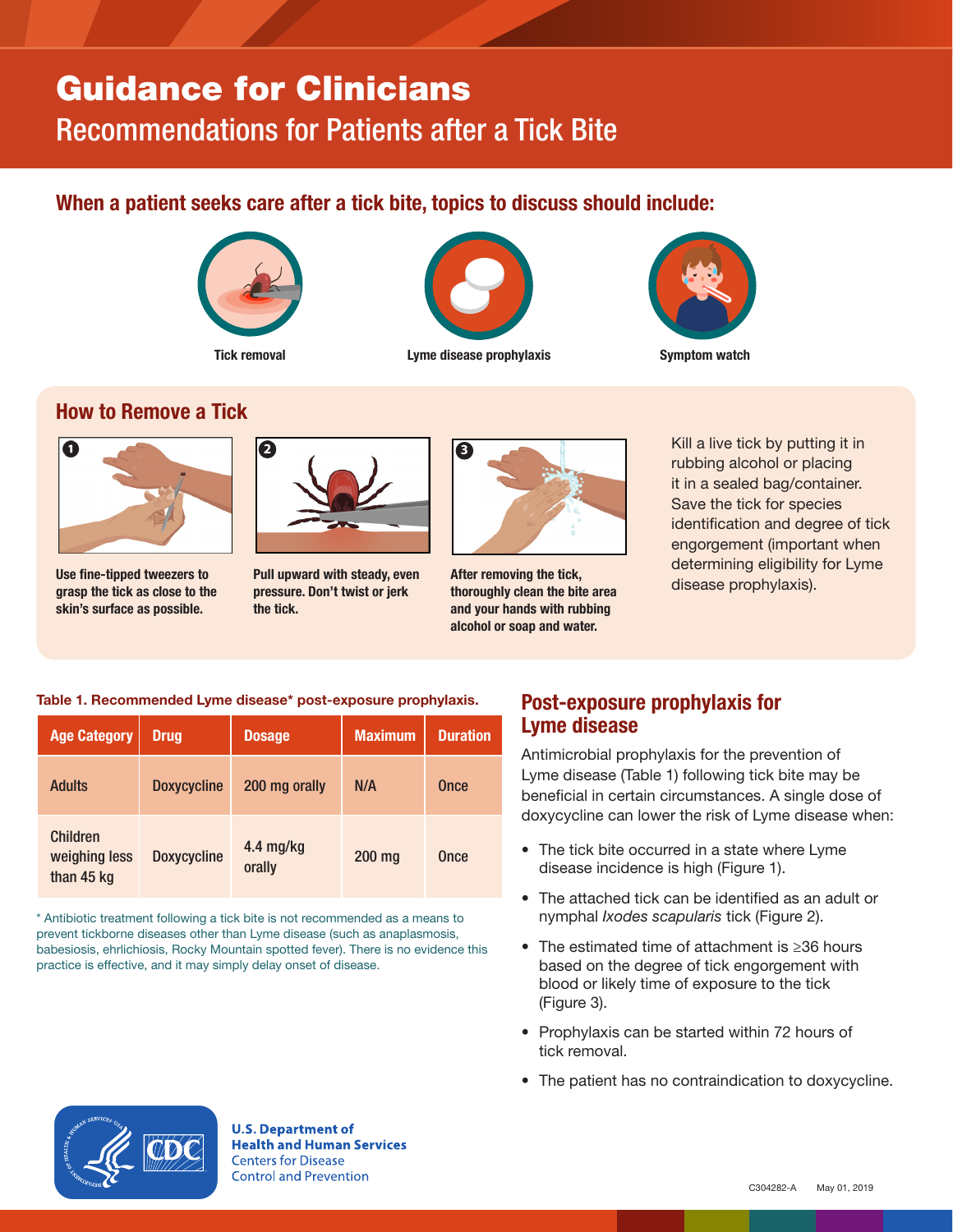# Guidance for Clinicians

## Recommendations for Patients after a Tick Bite

### When a patient seeks care after a tick bite, topics to discuss should include:

Tick removal

Lyme disease prophylaxis

Symptom watch

### How to Remove a Tick

1. **Use fine-tipped tweezers to grasp the tick as close to the skin's surface as possible.**
2. **Pull upward with steady, even pressure. Don't twist or jerk the tick.**
3. **After removing the tick, thoroughly clean the bite area and your hands with rubbing alcohol or soap and water.**

Kill a live tick by putting it in rubbing alcohol or placing it in a sealed bag/container. Save the tick for species identification and degree of tick engorgement (important when determining eligibility for Lyme disease prophylaxis).

**Table 1. Recommended Lyme disease* post-exposure prophylaxis.**

| Age Category | Drug | Dosage | Maximum | Duration |
|---|---|---|---|---|
| Adults | Doxycycline | 200 mg orally | N/A | Once |
| Children weighing less than 45 kg | Doxycycline | 4.4 mg/kg orally | 200 mg | Once |

* Antibiotic treatment following a tick bite is not recommended as a means to prevent tickborne diseases other than Lyme disease (such as anaplasmosis, babesiosis, ehrlichiosis, Rocky Mountain spotted fever). There is no evidence this practice is effective, and it may simply delay onset of disease.

### Post-exposure prophylaxis for Lyme disease

Antimicrobial prophylaxis for the prevention of Lyme disease (Table 1) following tick bite may be beneficial in certain circumstances. A single dose of doxycycline can lower the risk of Lyme disease when:

- The tick bite occurred in a state where Lyme disease incidence is high (Figure 1).
- The attached tick can be identified as an adult or nymphal *Ixodes scapularis* tick (Figure 2).
- The estimated time of attachment is ≥36 hours based on the degree of tick engorgement with blood or likely time of exposure to the tick (Figure 3).
- Prophylaxis can be started within 72 hours of tick removal.
- The patient has no contraindication to doxycycline.

U.S. Department of Health and Human Services
Centers for Disease Control and Prevention

C304282-A May 01, 2019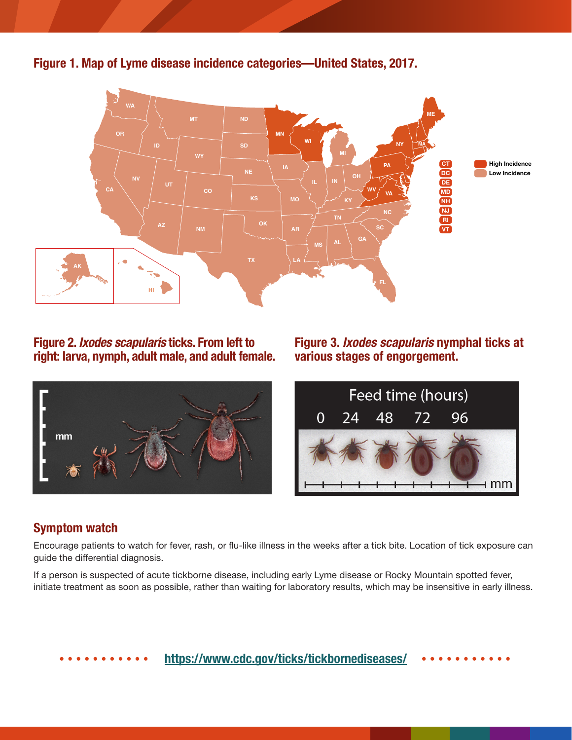**Figure 1. Map of Lyme disease incidence categories—United States, 2017.**

High Incidence
Low Incidence

CT
DC
DE
MD
NH
NJ
RI
VT

**Figure 2. *Ixodes scapularis* ticks. From left to right: larva, nymph, adult male, and adult female.**

mm

**Figure 3. *Ixodes scapularis* nymphal ticks at various stages of engorgement.**

Feed time (hours)

0 24 48 72 96

mm

## Symptom watch

Encourage patients to watch for fever, rash, or flu-like illness in the weeks after a tick bite. Location of tick exposure can guide the differential diagnosis.

If a person is suspected of acute tickborne disease, including early Lyme disease or Rocky Mountain spotted fever, initiate treatment as soon as possible, rather than waiting for laboratory results, which may be insensitive in early illness.

https://www.cdc.gov/ticks/tickbornediseases/